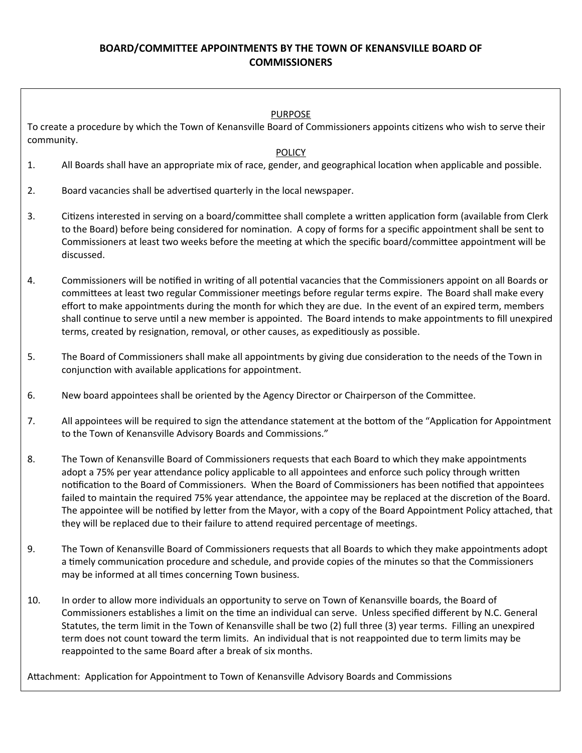# BOARD/COMMITTEE APPOINTMENTS BY THE TOWN OF KENANSVILLE BOARD OF COMMISSIONERS

## PURPOSE

To create a procedure by which the Town of Kenansville Board of Commissioners appoints citizens who wish to serve their community.

## POLICY

1. All Boards shall have an appropriate mix of race, gender, and geographical location when applicable and possible.

2. Board vacancies shall be advertised quarterly in the local newspaper.

3. Citizens interested in serving on a board/committee shall complete a written application form (available from Clerk to the Board) before being considered for nomination. A copy of forms for a specific appointment shall be sent to Commissioners at least two weeks before the meeting at which the specific board/committee appointment will be discussed.

4. Commissioners will be notified in writing of all potential vacancies that the Commissioners appoint on all Boards or committees at least two regular Commissioner meetings before regular terms expire. The Board shall make every effort to make appointments during the month for which they are due. In the event of an expired term, members shall continue to serve until a new member is appointed. The Board intends to make appointments to fill unexpired terms, created by resignation, removal, or other causes, as expeditiously as possible.

5. The Board of Commissioners shall make all appointments by giving due consideration to the needs of the Town in conjunction with available applications for appointment.

6. New board appointees shall be oriented by the Agency Director or Chairperson of the Committee.

7. All appointees will be required to sign the attendance statement at the bottom of the "Application for Appointment to the Town of Kenansville Advisory Boards and Commissions."

8. The Town of Kenansville Board of Commissioners requests that each Board to which they make appointments adopt a 75% per year attendance policy applicable to all appointees and enforce such policy through written notification to the Board of Commissioners. When the Board of Commissioners has been notified that appointees failed to maintain the required 75% year attendance, the appointee may be replaced at the discretion of the Board. The appointee will be notified by letter from the Mayor, with a copy of the Board Appointment Policy attached, that they will be replaced due to their failure to attend required percentage of meetings.

9. The Town of Kenansville Board of Commissioners requests that all Boards to which they make appointments adopt a timely communication procedure and schedule, and provide copies of the minutes so that the Commissioners may be informed at all times concerning Town business.

10. In order to allow more individuals an opportunity to serve on Town of Kenansville boards, the Board of Commissioners establishes a limit on the time an individual can serve. Unless specified different by N.C. General Statutes, the term limit in the Town of Kenansville shall be two (2) full three (3) year terms. Filling an unexpired term does not count toward the term limits. An individual that is not reappointed due to term limits may be reappointed to the same Board after a break of six months.

Attachment: Application for Appointment to Town of Kenansville Advisory Boards and Commissions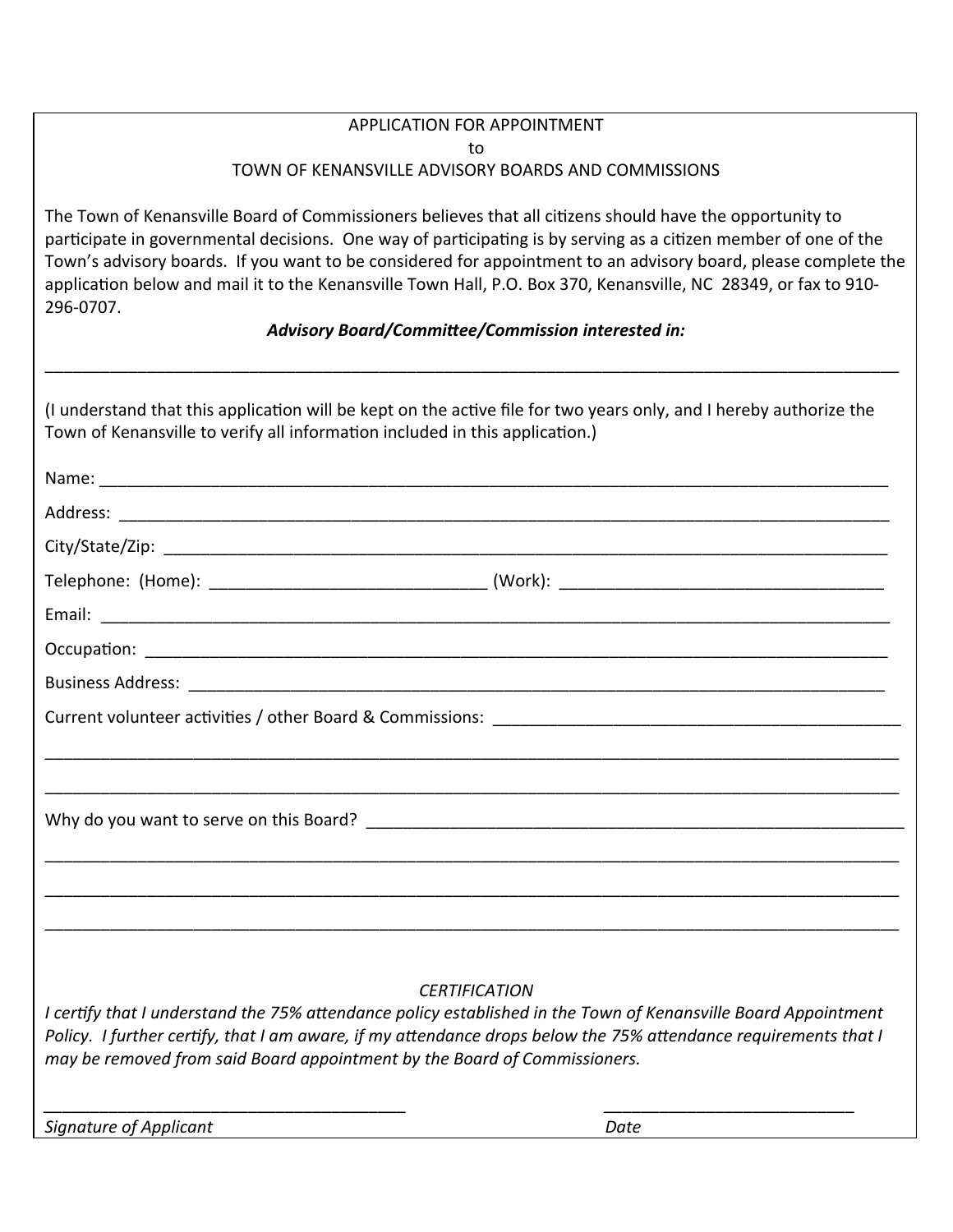APPLICATION FOR APPOINTMENT

to

TOWN OF KENANSVILLE ADVISORY BOARDS AND COMMISSIONS

The Town of Kenansville Board of Commissioners believes that all citizens should have the opportunity to participate in governmental decisions. One way of participating is by serving as a citizen member of one of the Town's advisory boards. If you want to be considered for appointment to an advisory board, please complete the application below and mail it to the Kenansville Town Hall, P.O. Box 370, Kenansville, NC 28349, or fax to 910-296-0707.

***Advisory Board/Committee/Commission interested in:***

______________________________________________________________________________

(I understand that this application will be kept on the active file for two years only, and I hereby authorize the Town of Kenansville to verify all information included in this application.)

Name: ______________________________________________________________________

Address: ____________________________________________________________________

City/State/Zip: _______________________________________________________________

Telephone: (Home): ____________________________ (Work): __________________________

Email: ______________________________________________________________________

Occupation: _________________________________________________________________

Business Address: ____________________________________________________________

Current volunteer activities / other Board & Commissions: ___________________________

______________________________________________________________________________

______________________________________________________________________________

Why do you want to serve on this Board? _________________________________________

______________________________________________________________________________

______________________________________________________________________________

______________________________________________________________________________

*CERTIFICATION*

*I certify that I understand the 75% attendance policy established in the Town of Kenansville Board Appointment Policy. I further certify, that I am aware, if my attendance drops below the 75% attendance requirements that I may be removed from said Board appointment by the Board of Commissioners.*

________________________________________ ____________________________

*Signature of Applicant* *Date*